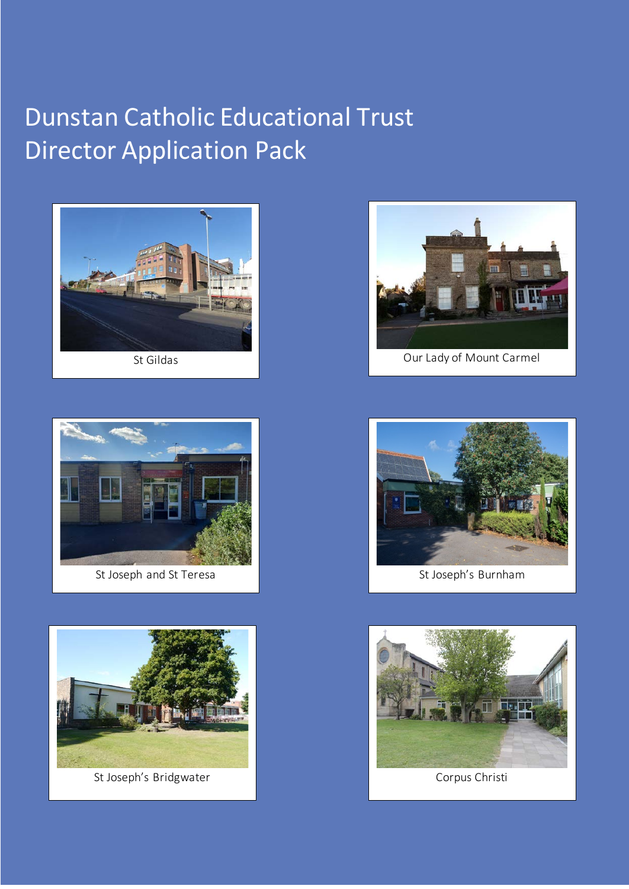# Dunstan Catholic Educational Trust
# Director Application Pack

St Gildas

Our Lady of Mount Carmel

St Joseph and St Teresa

St Joseph's Burnham

St Joseph's Bridgwater

Corpus Christi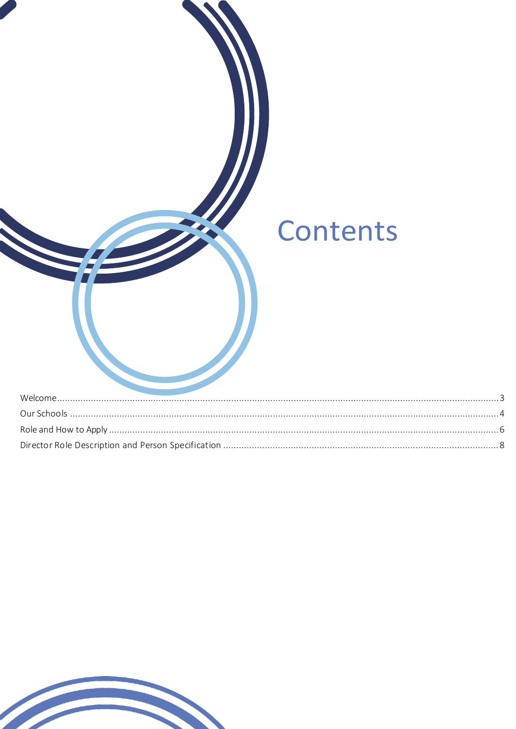# Contents

Welcome........................................................................................................................................................................ 3

Our Schools ................................................................................................................................................................... 4

Role and How to Apply .................................................................................................................................................. 6

Director Role Description and Person Specification ....................................................................................................... 8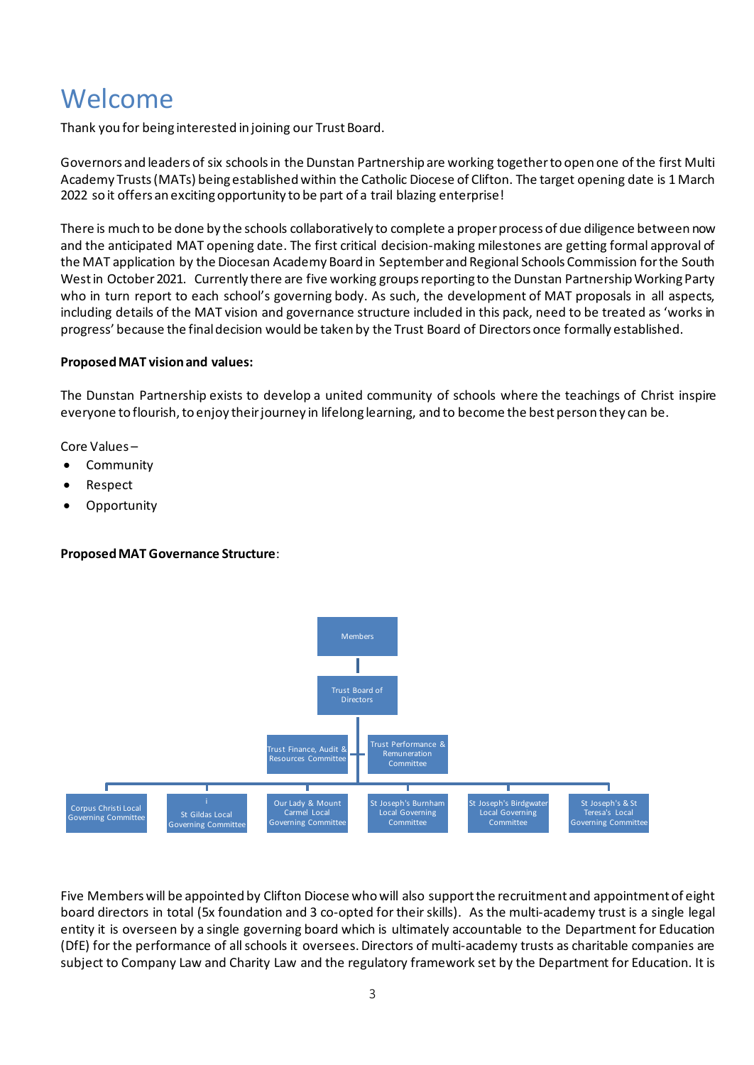# Welcome

Thank you for being interested in joining our Trust Board.

Governors and leaders of six schools in the Dunstan Partnership are working together to open one of the first Multi Academy Trusts (MATs) being established within the Catholic Diocese of Clifton. The target opening date is 1 March 2022 so it offers an exciting opportunity to be part of a trail blazing enterprise!

There is much to be done by the schools collaboratively to complete a proper process of due diligence between now and the anticipated MAT opening date. The first critical decision-making milestones are getting formal approval of the MAT application by the Diocesan Academy Board in September and Regional Schools Commission for the South West in October 2021. Currently there are five working groups reporting to the Dunstan Partnership Working Party who in turn report to each school's governing body. As such, the development of MAT proposals in all aspects, including details of the MAT vision and governance structure included in this pack, need to be treated as 'works in progress' because the final decision would be taken by the Trust Board of Directors once formally established.

**Proposed MAT vision and values:**

The Dunstan Partnership exists to develop a united community of schools where the teachings of Christ inspire everyone to flourish, to enjoy their journey in lifelong learning, and to become the best person they can be.

Core Values –

- Community
- Respect
- Opportunity

**Proposed MAT Governance Structure**:

- Members
  - Trust Board of Directors
    - Trust Finance, Audit & Resources Committee
    - Trust Performance & Remuneration Committee
    - Corpus Christi Local Governing Committee
    - St Gildas Local Governing Committee
    - Our Lady & Mount Carmel Local Governing Committee
    - St Joseph's Burnham Local Governing Committee
    - St Joseph's Birdgwater Local Governing Committee
    - St Joseph's & St Teresa's Local Governing Committee

Five Members will be appointed by Clifton Diocese who will also support the recruitment and appointment of eight board directors in total (5x foundation and 3 co-opted for their skills). As the multi-academy trust is a single legal entity it is overseen by a single governing board which is ultimately accountable to the Department for Education (DfE) for the performance of all schools it oversees. Directors of multi-academy trusts as charitable companies are subject to Company Law and Charity Law and the regulatory framework set by the Department for Education. It is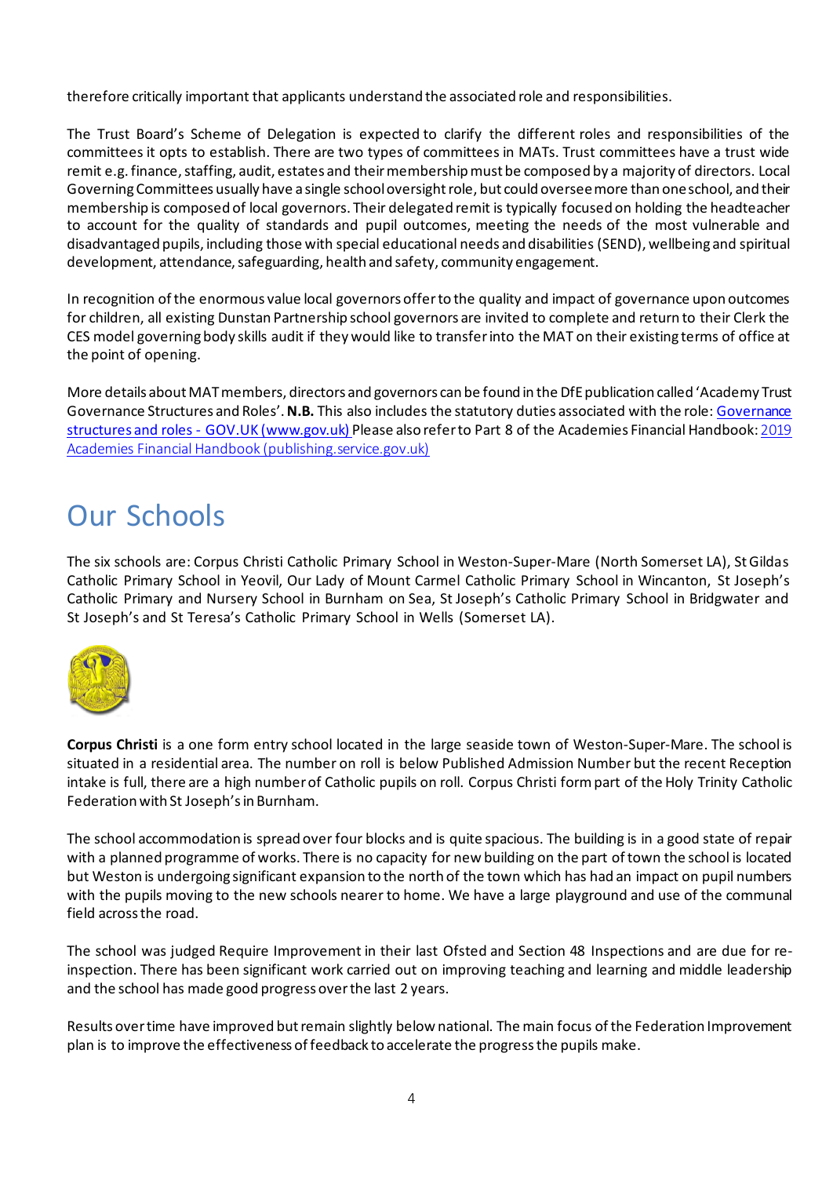therefore critically important that applicants understand the associated role and responsibilities.

The Trust Board's Scheme of Delegation is expected to clarify the different roles and responsibilities of the committees it opts to establish. There are two types of committees in MATs. Trust committees have a trust wide remit e.g. finance, staffing, audit, estates and their membership must be composed by a majority of directors. Local Governing Committees usually have a single school oversight role, but could oversee more than one school, and their membership is composed of local governors. Their delegated remit is typically focused on holding the headteacher to account for the quality of standards and pupil outcomes, meeting the needs of the most vulnerable and disadvantaged pupils, including those with special educational needs and disabilities (SEND), wellbeing and spiritual development, attendance, safeguarding, health and safety, community engagement.

In recognition of the enormous value local governors offer to the quality and impact of governance upon outcomes for children, all existing Dunstan Partnership school governors are invited to complete and return to their Clerk the CES model governing body skills audit if they would like to transfer into the MAT on their existing terms of office at the point of opening.

More details about MAT members, directors and governors can be found in the DfE publication called 'Academy Trust Governance Structures and Roles'. **N.B.** This also includes the statutory duties associated with the role: [Governance structures and roles - GOV.UK (www.gov.uk)](#) Please also refer to Part 8 of the Academies Financial Handbook: [2019 Academies Financial Handbook (publishing.service.gov.uk)](#)

# Our Schools

The six schools are: Corpus Christi Catholic Primary School in Weston-Super-Mare (North Somerset LA), St Gildas Catholic Primary School in Yeovil, Our Lady of Mount Carmel Catholic Primary School in Wincanton, St Joseph's Catholic Primary and Nursery School in Burnham on Sea, St Joseph's Catholic Primary School in Bridgwater and St Joseph's and St Teresa's Catholic Primary School in Wells (Somerset LA).

**Corpus Christi** is a one form entry school located in the large seaside town of Weston-Super-Mare. The school is situated in a residential area. The number on roll is below Published Admission Number but the recent Reception intake is full, there are a high number of Catholic pupils on roll. Corpus Christi form part of the Holy Trinity Catholic Federation with St Joseph's in Burnham.

The school accommodation is spread over four blocks and is quite spacious. The building is in a good state of repair with a planned programme of works. There is no capacity for new building on the part of town the school is located but Weston is undergoing significant expansion to the north of the town which has had an impact on pupil numbers with the pupils moving to the new schools nearer to home. We have a large playground and use of the communal field across the road.

The school was judged Require Improvement in their last Ofsted and Section 48 Inspections and are due for re-inspection. There has been significant work carried out on improving teaching and learning and middle leadership and the school has made good progress over the last 2 years.

Results over time have improved but remain slightly below national. The main focus of the Federation Improvement plan is to improve the effectiveness of feedback to accelerate the progress the pupils make.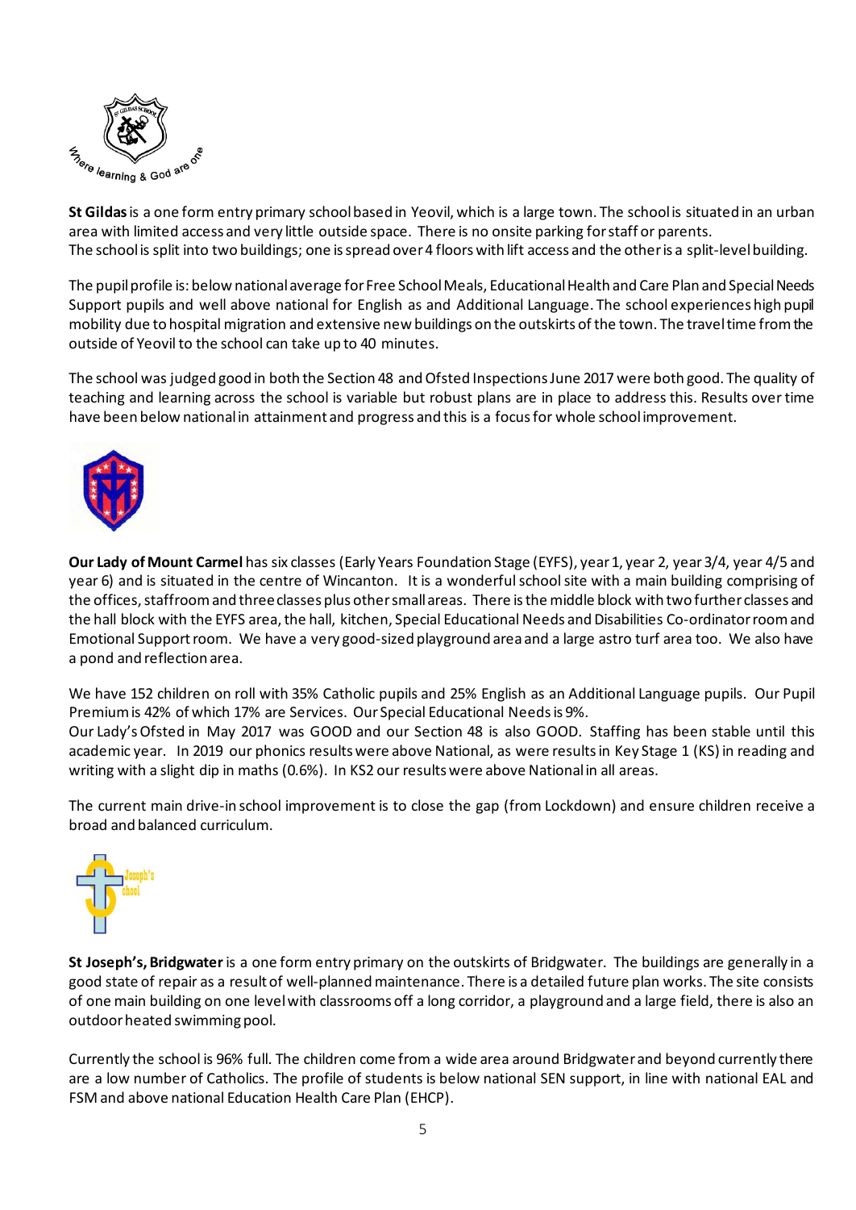**St Gildas** is a one form entry primary school based in Yeovil, which is a large town. The school is situated in an urban area with limited access and very little outside space. There is no onsite parking for staff or parents.
The school is split into two buildings; one is spread over 4 floors with lift access and the other is a split-level building.

The pupil profile is: below national average for Free School Meals, Educational Health and Care Plan and Special Needs Support pupils and well above national for English as and Additional Language. The school experiences high pupil mobility due to hospital migration and extensive new buildings on the outskirts of the town. The travel time from the outside of Yeovil to the school can take up to 40 minutes.

The school was judged good in both the Section 48 and Ofsted Inspections June 2017 were both good. The quality of teaching and learning across the school is variable but robust plans are in place to address this. Results over time have been below national in attainment and progress and this is a focus for whole school improvement.

**Our Lady of Mount Carmel** has six classes (Early Years Foundation Stage (EYFS), year 1, year 2, year 3/4, year 4/5 and year 6) and is situated in the centre of Wincanton. It is a wonderful school site with a main building comprising of the offices, staffroom and three classes plus other small areas. There is the middle block with two further classes and the hall block with the EYFS area, the hall, kitchen, Special Educational Needs and Disabilities Co-ordinator room and Emotional Support room. We have a very good-sized playground area and a large astro turf area too. We also have a pond and reflection area.

We have 152 children on roll with 35% Catholic pupils and 25% English as an Additional Language pupils. Our Pupil Premium is 42% of which 17% are Services. Our Special Educational Needs is 9%.
Our Lady's Ofsted in May 2017 was GOOD and our Section 48 is also GOOD. Staffing has been stable until this academic year. In 2019 our phonics results were above National, as were results in Key Stage 1 (KS) in reading and writing with a slight dip in maths (0.6%). In KS2 our results were above National in all areas.

The current main drive-in school improvement is to close the gap (from Lockdown) and ensure children receive a broad and balanced curriculum.

**St Joseph's, Bridgwater** is a one form entry primary on the outskirts of Bridgwater. The buildings are generally in a good state of repair as a result of well-planned maintenance. There is a detailed future plan works. The site consists of one main building on one level with classrooms off a long corridor, a playground and a large field, there is also an outdoor heated swimming pool.

Currently the school is 96% full. The children come from a wide area around Bridgwater and beyond currently there are a low number of Catholics. The profile of students is below national SEN support, in line with national EAL and FSM and above national Education Health Care Plan (EHCP).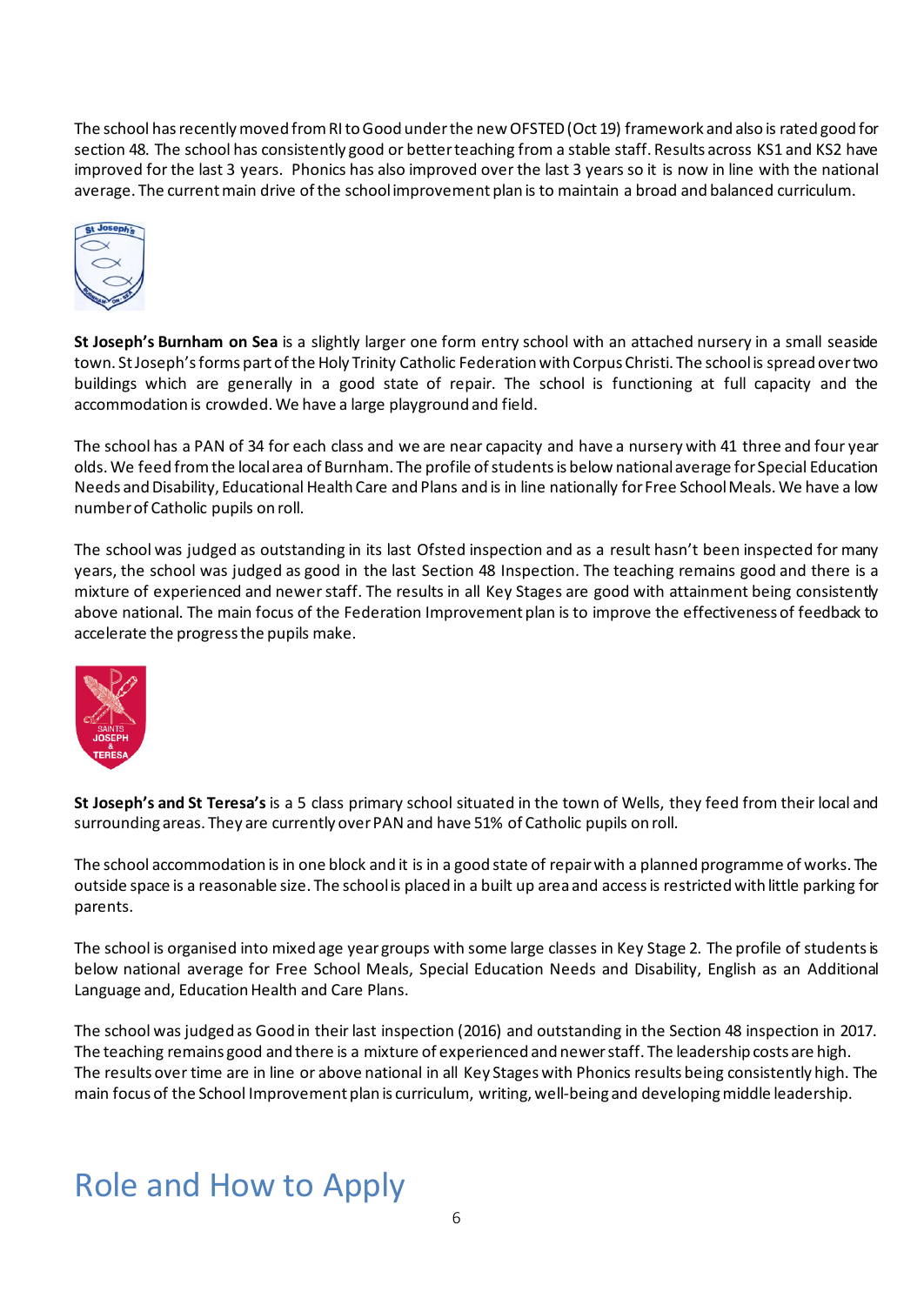The school has recently moved from RI to Good under the new OFSTED (Oct 19) framework and also is rated good for section 48. The school has consistently good or better teaching from a stable staff. Results across KS1 and KS2 have improved for the last 3 years. Phonics has also improved over the last 3 years so it is now in line with the national average. The current main drive of the school improvement plan is to maintain a broad and balanced curriculum.

**St Joseph's Burnham on Sea** is a slightly larger one form entry school with an attached nursery in a small seaside town. St Joseph's forms part of the Holy Trinity Catholic Federation with Corpus Christi. The school is spread over two buildings which are generally in a good state of repair. The school is functioning at full capacity and the accommodation is crowded. We have a large playground and field.

The school has a PAN of 34 for each class and we are near capacity and have a nursery with 41 three and four year olds. We feed from the local area of Burnham. The profile of students is below national average for Special Education Needs and Disability, Educational Health Care and Plans and is in line nationally for Free School Meals. We have a low number of Catholic pupils on roll.

The school was judged as outstanding in its last Ofsted inspection and as a result hasn't been inspected for many years, the school was judged as good in the last Section 48 Inspection. The teaching remains good and there is a mixture of experienced and newer staff. The results in all Key Stages are good with attainment being consistently above national. The main focus of the Federation Improvement plan is to improve the effectiveness of feedback to accelerate the progress the pupils make.

**St Joseph's and St Teresa's** is a 5 class primary school situated in the town of Wells, they feed from their local and surrounding areas. They are currently over PAN and have 51% of Catholic pupils on roll.

The school accommodation is in one block and it is in a good state of repair with a planned programme of works. The outside space is a reasonable size. The school is placed in a built up area and access is restricted with little parking for parents.

The school is organised into mixed age year groups with some large classes in Key Stage 2. The profile of students is below national average for Free School Meals, Special Education Needs and Disability, English as an Additional Language and, Education Health and Care Plans.

The school was judged as Good in their last inspection (2016) and outstanding in the Section 48 inspection in 2017. The teaching remains good and there is a mixture of experienced and newer staff. The leadership costs are high. The results over time are in line or above national in all Key Stages with Phonics results being consistently high. The main focus of the School Improvement plan is curriculum, writing, well-being and developing middle leadership.

# Role and How to Apply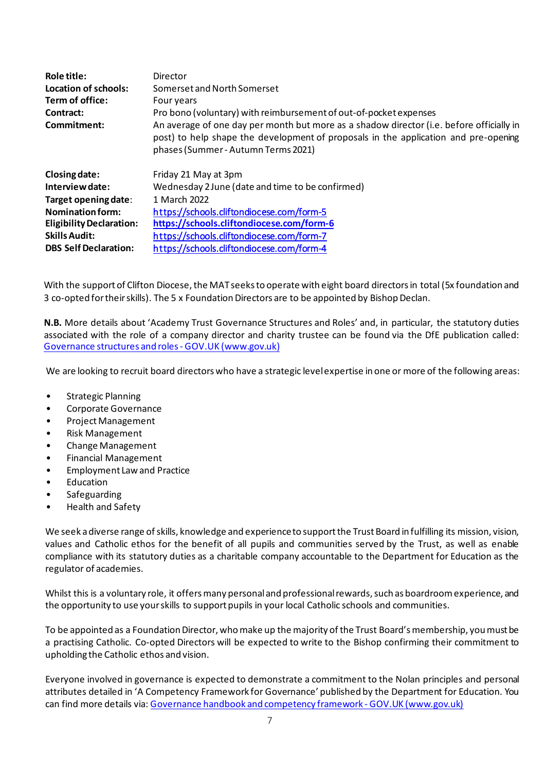| | |
|---|---|
| **Role title:** | Director |
| **Location of schools:** | Somerset and North Somerset |
| **Term of office:** | Four years |
| **Contract:** | Pro bono (voluntary) with reimbursement of out-of-pocket expenses |
| **Commitment:** | An average of one day per month but more as a shadow director (i.e. before officially in post) to help shape the development of proposals in the application and pre-opening phases (Summer - Autumn Terms 2021) |
| **Closing date:** | Friday 21 May at 3pm |
| **Interview date:** | Wednesday 2 June (date and time to be confirmed) |
| **Target opening date:** | 1 March 2022 |
| **Nomination form:** | https://schools.cliftondiocese.com/form-5 |
| **Eligibility Declaration:** | **https://schools.cliftondiocese.com/form-6** |
| **Skills Audit:** | https://schools.cliftondiocese.com/form-7 |
| **DBS Self Declaration:** | https://schools.cliftondiocese.com/form-4 |

With the support of Clifton Diocese, the MAT seeks to operate with eight board directors in total (5x foundation and 3 co-opted for their skills). The 5 x Foundation Directors are to be appointed by Bishop Declan.

**N.B.** More details about 'Academy Trust Governance Structures and Roles' and, in particular, the statutory duties associated with the role of a company director and charity trustee can be found via the DfE publication called: Governance structures and roles - GOV.UK (www.gov.uk)

We are looking to recruit board directors who have a strategic level expertise in one or more of the following areas:

- Strategic Planning
- Corporate Governance
- Project Management
- Risk Management
- Change Management
- Financial Management
- Employment Law and Practice
- Education
- Safeguarding
- Health and Safety

We seek a diverse range of skills, knowledge and experience to support the Trust Board in fulfilling its mission, vision, values and Catholic ethos for the benefit of all pupils and communities served by the Trust, as well as enable compliance with its statutory duties as a charitable company accountable to the Department for Education as the regulator of academies.

Whilst this is a voluntary role, it offers many personal and professional rewards, such as boardroom experience, and the opportunity to use your skills to support pupils in your local Catholic schools and communities.

To be appointed as a Foundation Director, who make up the majority of the Trust Board's membership, you must be a practising Catholic. Co-opted Directors will be expected to write to the Bishop confirming their commitment to upholding the Catholic ethos and vision.

Everyone involved in governance is expected to demonstrate a commitment to the Nolan principles and personal attributes detailed in 'A Competency Framework for Governance' published by the Department for Education. You can find more details via: Governance handbook and competency framework - GOV.UK (www.gov.uk)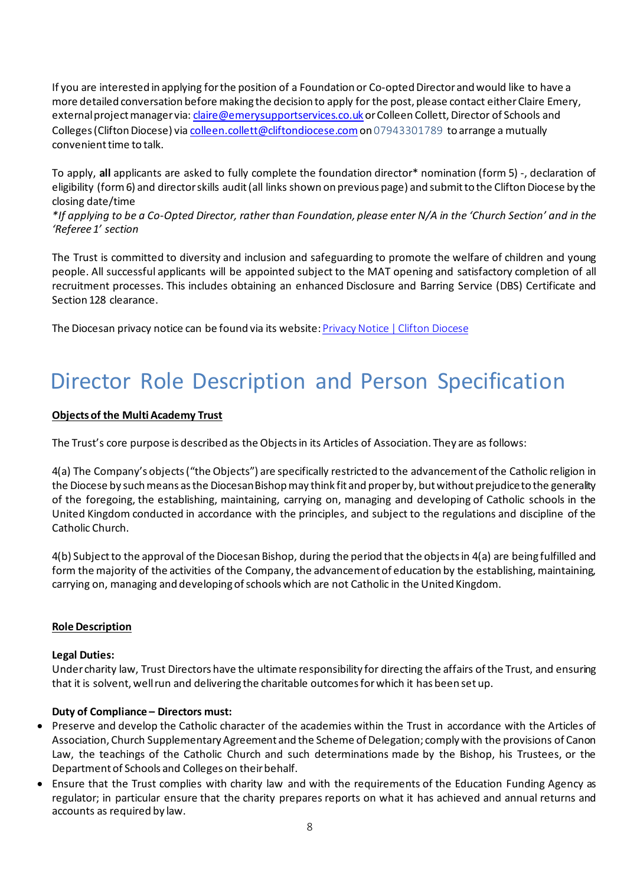If you are interested in applying for the position of a Foundation or Co-opted Director and would like to have a more detailed conversation before making the decision to apply for the post, please contact either Claire Emery, external project manager via: [claire@emerysupportservices.co.uk](mailto:claire@emerysupportservices.co.uk) or Colleen Collett, Director of Schools and Colleges (Clifton Diocese) via [colleen.collett@cliftondiocese.com](mailto:colleen.collett@cliftondiocese.com) on 07943301789 to arrange a mutually convenient time to talk.

To apply, **all** applicants are asked to fully complete the foundation director* nomination (form 5) -, declaration of eligibility (form 6) and director skills audit (all links shown on previous page) and submit to the Clifton Diocese by the closing date/time

*\*If applying to be a Co-Opted Director, rather than Foundation, please enter N/A in the 'Church Section' and in the 'Referee 1' section*

The Trust is committed to diversity and inclusion and safeguarding to promote the welfare of children and young people. All successful applicants will be appointed subject to the MAT opening and satisfactory completion of all recruitment processes. This includes obtaining an enhanced Disclosure and Barring Service (DBS) Certificate and Section 128 clearance.

The Diocesan privacy notice can be found via its website: [Privacy Notice | Clifton Diocese]()

# Director Role Description and Person Specification

**Objects of the Multi Academy Trust**

The Trust's core purpose is described as the Objects in its Articles of Association. They are as follows:

4(a) The Company's objects ("the Objects") are specifically restricted to the advancement of the Catholic religion in the Diocese by such means as the Diocesan Bishop may think fit and proper by, but without prejudice to the generality of the foregoing, the establishing, maintaining, carrying on, managing and developing of Catholic schools in the United Kingdom conducted in accordance with the principles, and subject to the regulations and discipline of the Catholic Church.

4(b) Subject to the approval of the Diocesan Bishop, during the period that the objects in 4(a) are being fulfilled and form the majority of the activities of the Company, the advancement of education by the establishing, maintaining, carrying on, managing and developing of schools which are not Catholic in the United Kingdom.

**Role Description**

**Legal Duties:**

Under charity law, Trust Directors have the ultimate responsibility for directing the affairs of the Trust, and ensuring that it is solvent, well run and delivering the charitable outcomes for which it has been set up.

**Duty of Compliance – Directors must:**

- Preserve and develop the Catholic character of the academies within the Trust in accordance with the Articles of Association, Church Supplementary Agreement and the Scheme of Delegation; comply with the provisions of Canon Law, the teachings of the Catholic Church and such determinations made by the Bishop, his Trustees, or the Department of Schools and Colleges on their behalf.
- Ensure that the Trust complies with charity law and with the requirements of the Education Funding Agency as regulator; in particular ensure that the charity prepares reports on what it has achieved and annual returns and accounts as required by law.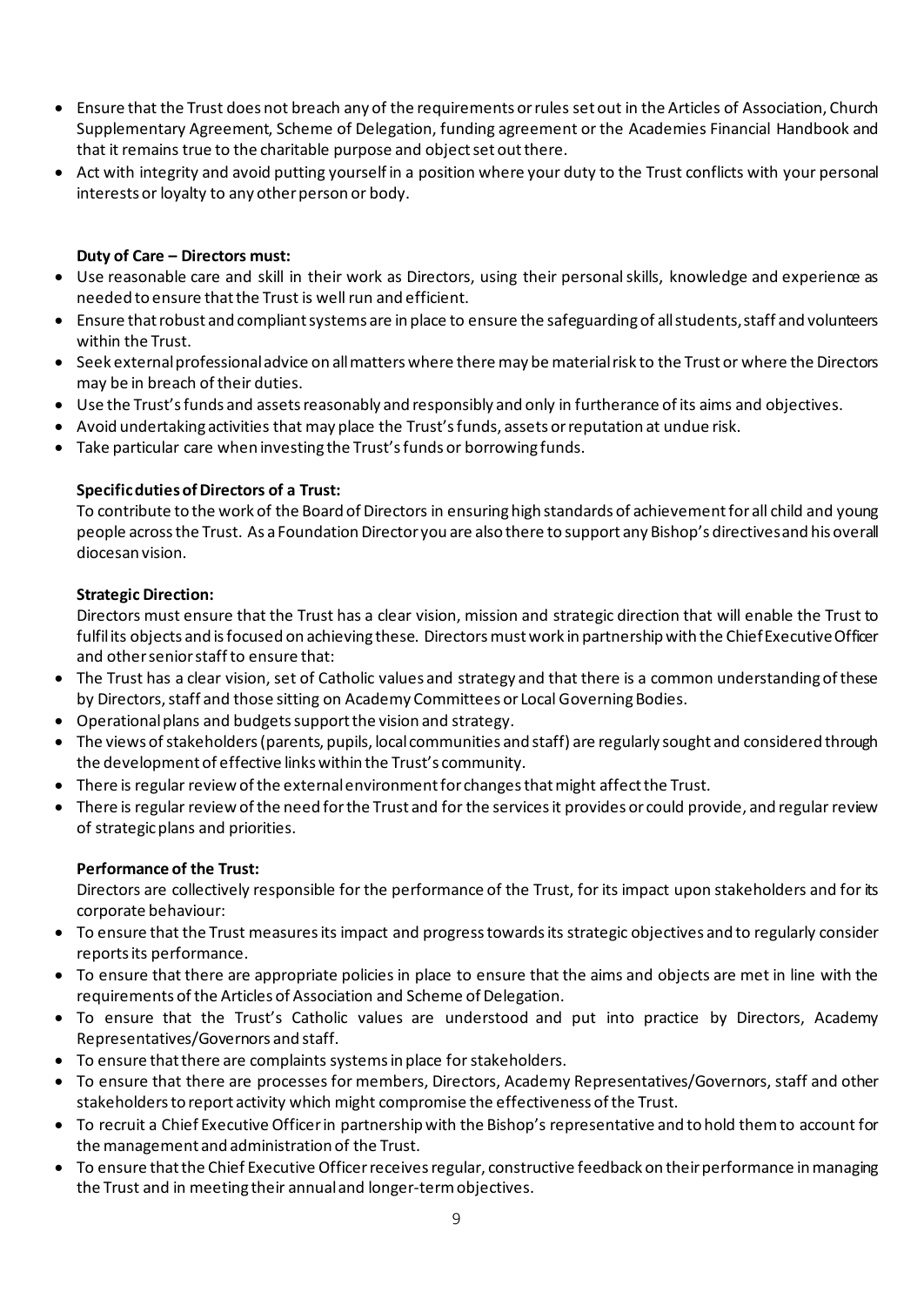- Ensure that the Trust does not breach any of the requirements or rules set out in the Articles of Association, Church Supplementary Agreement, Scheme of Delegation, funding agreement or the Academies Financial Handbook and that it remains true to the charitable purpose and object set out there.
- Act with integrity and avoid putting yourself in a position where your duty to the Trust conflicts with your personal interests or loyalty to any other person or body.

**Duty of Care – Directors must:**

- Use reasonable care and skill in their work as Directors, using their personal skills, knowledge and experience as needed to ensure that the Trust is well run and efficient.
- Ensure that robust and compliant systems are in place to ensure the safeguarding of all students, staff and volunteers within the Trust.
- Seek external professional advice on all matters where there may be material risk to the Trust or where the Directors may be in breach of their duties.
- Use the Trust's funds and assets reasonably and responsibly and only in furtherance of its aims and objectives.
- Avoid undertaking activities that may place the Trust's funds, assets or reputation at undue risk.
- Take particular care when investing the Trust's funds or borrowing funds.

**Specific duties of Directors of a Trust:**

To contribute to the work of the Board of Directors in ensuring high standards of achievement for all child and young people across the Trust. As a Foundation Director you are also there to support any Bishop's directives and his overall diocesan vision.

**Strategic Direction:**

Directors must ensure that the Trust has a clear vision, mission and strategic direction that will enable the Trust to fulfil its objects and is focused on achieving these. Directors must work in partnership with the Chief Executive Officer and other senior staff to ensure that:

- The Trust has a clear vision, set of Catholic values and strategy and that there is a common understanding of these by Directors, staff and those sitting on Academy Committees or Local Governing Bodies.
- Operational plans and budgets support the vision and strategy.
- The views of stakeholders (parents, pupils, local communities and staff) are regularly sought and considered through the development of effective links within the Trust's community.
- There is regular review of the external environment for changes that might affect the Trust.
- There is regular review of the need for the Trust and for the services it provides or could provide, and regular review of strategic plans and priorities.

**Performance of the Trust:**

Directors are collectively responsible for the performance of the Trust, for its impact upon stakeholders and for its corporate behaviour:

- To ensure that the Trust measures its impact and progress towards its strategic objectives and to regularly consider reports its performance.
- To ensure that there are appropriate policies in place to ensure that the aims and objects are met in line with the requirements of the Articles of Association and Scheme of Delegation.
- To ensure that the Trust's Catholic values are understood and put into practice by Directors, Academy Representatives/Governors and staff.
- To ensure that there are complaints systems in place for stakeholders.
- To ensure that there are processes for members, Directors, Academy Representatives/Governors, staff and other stakeholders to report activity which might compromise the effectiveness of the Trust.
- To recruit a Chief Executive Officer in partnership with the Bishop's representative and to hold them to account for the management and administration of the Trust.
- To ensure that the Chief Executive Officer receives regular, constructive feedback on their performance in managing the Trust and in meeting their annual and longer-term objectives.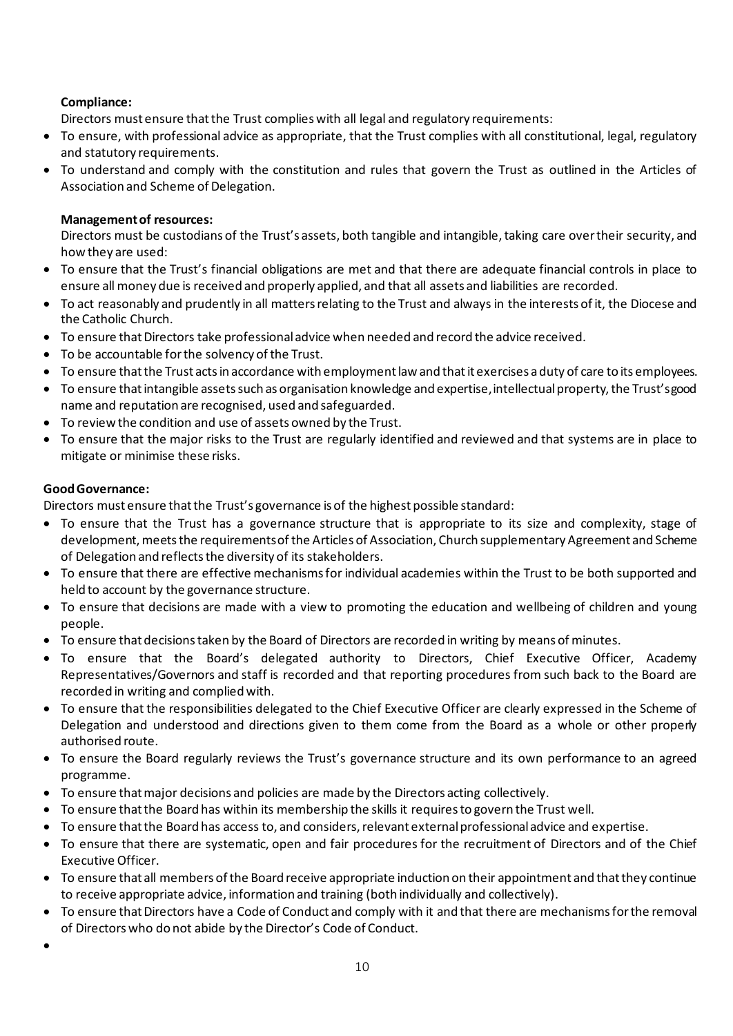**Compliance:**

Directors must ensure that the Trust complies with all legal and regulatory requirements:

- To ensure, with professional advice as appropriate, that the Trust complies with all constitutional, legal, regulatory and statutory requirements.
- To understand and comply with the constitution and rules that govern the Trust as outlined in the Articles of Association and Scheme of Delegation.

**Management of resources:**

Directors must be custodians of the Trust's assets, both tangible and intangible, taking care over their security, and how they are used:

- To ensure that the Trust's financial obligations are met and that there are adequate financial controls in place to ensure all money due is received and properly applied, and that all assets and liabilities are recorded.
- To act reasonably and prudently in all matters relating to the Trust and always in the interests of it, the Diocese and the Catholic Church.
- To ensure that Directors take professional advice when needed and record the advice received.
- To be accountable for the solvency of the Trust.
- To ensure that the Trust acts in accordance with employment law and that it exercises a duty of care to its employees.
- To ensure that intangible assets such as organisation knowledge and expertise, intellectual property, the Trust's good name and reputation are recognised, used and safeguarded.
- To review the condition and use of assets owned by the Trust.
- To ensure that the major risks to the Trust are regularly identified and reviewed and that systems are in place to mitigate or minimise these risks.

**Good Governance:**

Directors must ensure that the Trust's governance is of the highest possible standard:

- To ensure that the Trust has a governance structure that is appropriate to its size and complexity, stage of development, meets the requirements of the Articles of Association, Church supplementary Agreement and Scheme of Delegation and reflects the diversity of its stakeholders.
- To ensure that there are effective mechanisms for individual academies within the Trust to be both supported and held to account by the governance structure.
- To ensure that decisions are made with a view to promoting the education and wellbeing of children and young people.
- To ensure that decisions taken by the Board of Directors are recorded in writing by means of minutes.
- To ensure that the Board's delegated authority to Directors, Chief Executive Officer, Academy Representatives/Governors and staff is recorded and that reporting procedures from such back to the Board are recorded in writing and complied with.
- To ensure that the responsibilities delegated to the Chief Executive Officer are clearly expressed in the Scheme of Delegation and understood and directions given to them come from the Board as a whole or other properly authorised route.
- To ensure the Board regularly reviews the Trust's governance structure and its own performance to an agreed programme.
- To ensure that major decisions and policies are made by the Directors acting collectively.
- To ensure that the Board has within its membership the skills it requires to govern the Trust well.
- To ensure that the Board has access to, and considers, relevant external professional advice and expertise.
- To ensure that there are systematic, open and fair procedures for the recruitment of Directors and of the Chief Executive Officer.
- To ensure that all members of the Board receive appropriate induction on their appointment and that they continue to receive appropriate advice, information and training (both individually and collectively).
- To ensure that Directors have a Code of Conduct and comply with it and that there are mechanisms for the removal of Directors who do not abide by the Director's Code of Conduct.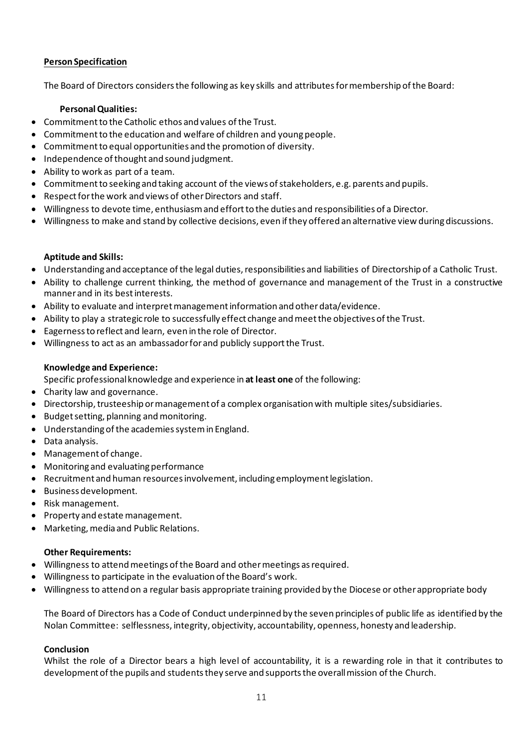**Person Specification**

The Board of Directors considers the following as key skills and attributes for membership of the Board:

**Personal Qualities:**

- Commitment to the Catholic ethos and values of the Trust.
- Commitment to the education and welfare of children and young people.
- Commitment to equal opportunities and the promotion of diversity.
- Independence of thought and sound judgment.
- Ability to work as part of a team.
- Commitment to seeking and taking account of the views of stakeholders, e.g. parents and pupils.
- Respect for the work and views of other Directors and staff.
- Willingness to devote time, enthusiasm and effort to the duties and responsibilities of a Director.
- Willingness to make and stand by collective decisions, even if they offered an alternative view during discussions.

**Aptitude and Skills:**

- Understanding and acceptance of the legal duties, responsibilities and liabilities of Directorship of a Catholic Trust.
- Ability to challenge current thinking, the method of governance and management of the Trust in a constructive manner and in its best interests.
- Ability to evaluate and interpret management information and other data/evidence.
- Ability to play a strategic role to successfully effect change and meet the objectives of the Trust.
- Eagerness to reflect and learn, even in the role of Director.
- Willingness to act as an ambassador for and publicly support the Trust.

**Knowledge and Experience:**

Specific professional knowledge and experience in **at least one** of the following:

- Charity law and governance.
- Directorship, trusteeship or management of a complex organisation with multiple sites/subsidiaries.
- Budget setting, planning and monitoring.
- Understanding of the academies system in England.
- Data analysis.
- Management of change.
- Monitoring and evaluating performance
- Recruitment and human resources involvement, including employment legislation.
- Business development.
- Risk management.
- Property and estate management.
- Marketing, media and Public Relations.

**Other Requirements:**

- Willingness to attend meetings of the Board and other meetings as required.
- Willingness to participate in the evaluation of the Board's work.
- Willingness to attend on a regular basis appropriate training provided by the Diocese or other appropriate body

The Board of Directors has a Code of Conduct underpinned by the seven principles of public life as identified by the Nolan Committee: selflessness, integrity, objectivity, accountability, openness, honesty and leadership.

**Conclusion**

Whilst the role of a Director bears a high level of accountability, it is a rewarding role in that it contributes to development of the pupils and students they serve and supports the overall mission of the Church.